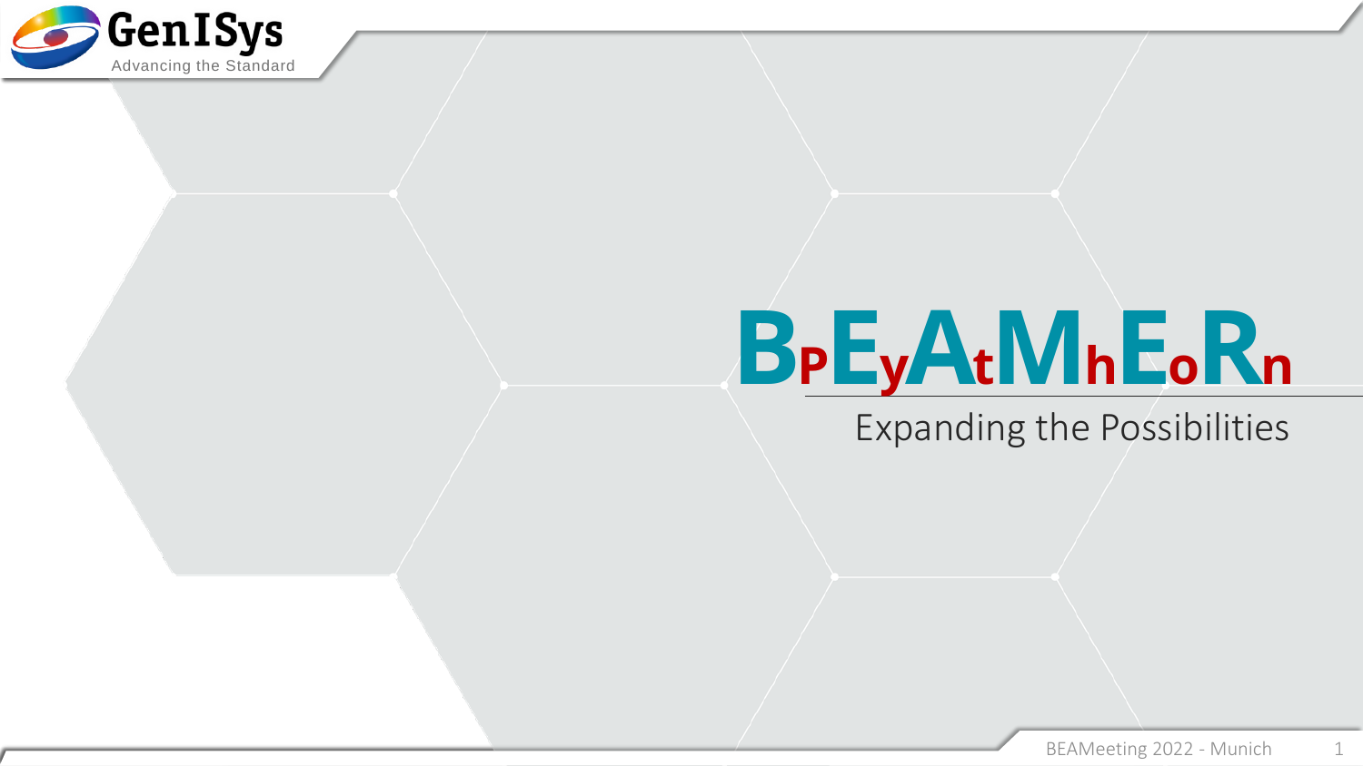# BPEyAtMhEoRn

Expanding the Possibilities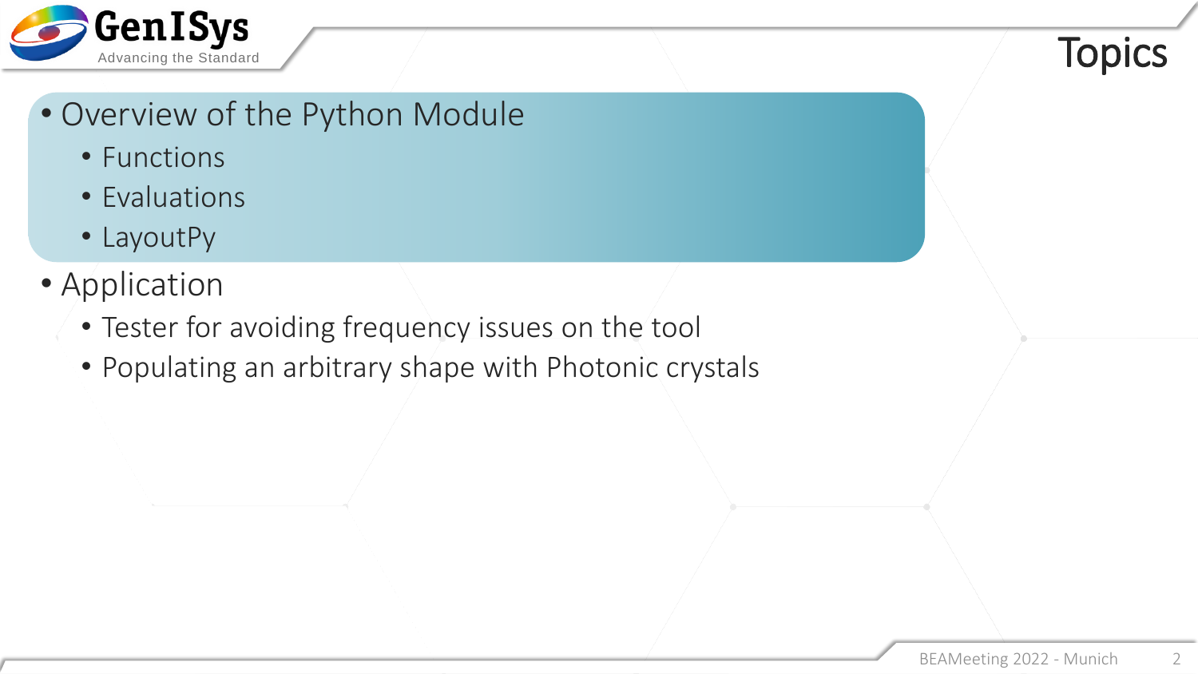# Topics

- Overview of the Python Module
  - Functions
  - Evaluations
  - LayoutPy
- Application
  - Tester for avoiding frequency issues on the tool
  - Populating an arbitrary shape with Photonic crystals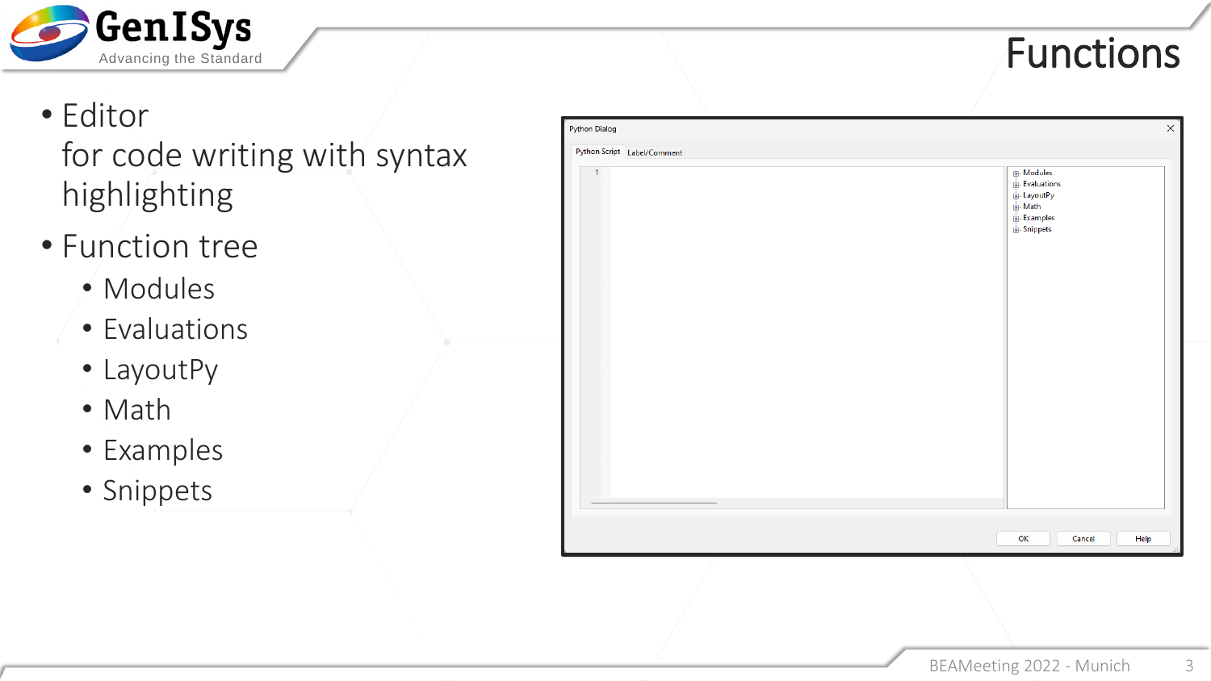# Functions

- Editor
  for code writing with syntax highlighting
- Function tree
  - Modules
  - Evaluations
  - LayoutPy
  - Math
  - Examples
  - Snippets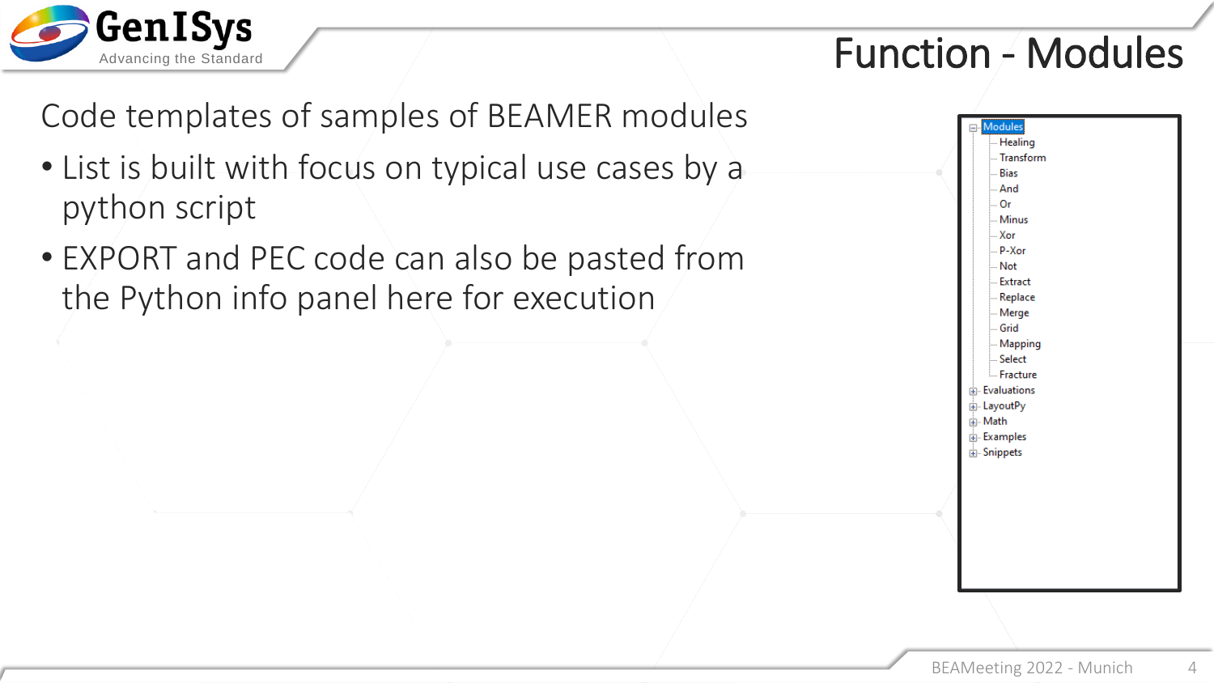# Function - Modules

Code templates of samples of BEAMER modules

- List is built with focus on typical use cases by a python script
- EXPORT and PEC code can also be pasted from the Python info panel here for execution

- Modules
  - Healing
  - Transform
  - Bias
  - And
  - Or
  - Minus
  - Xor
  - P-Xor
  - Not
  - Extract
  - Replace
  - Merge
  - Grid
  - Mapping
  - Select
  - Fracture
- Evaluations
- LayoutPy
- Math
- Examples
- Snippets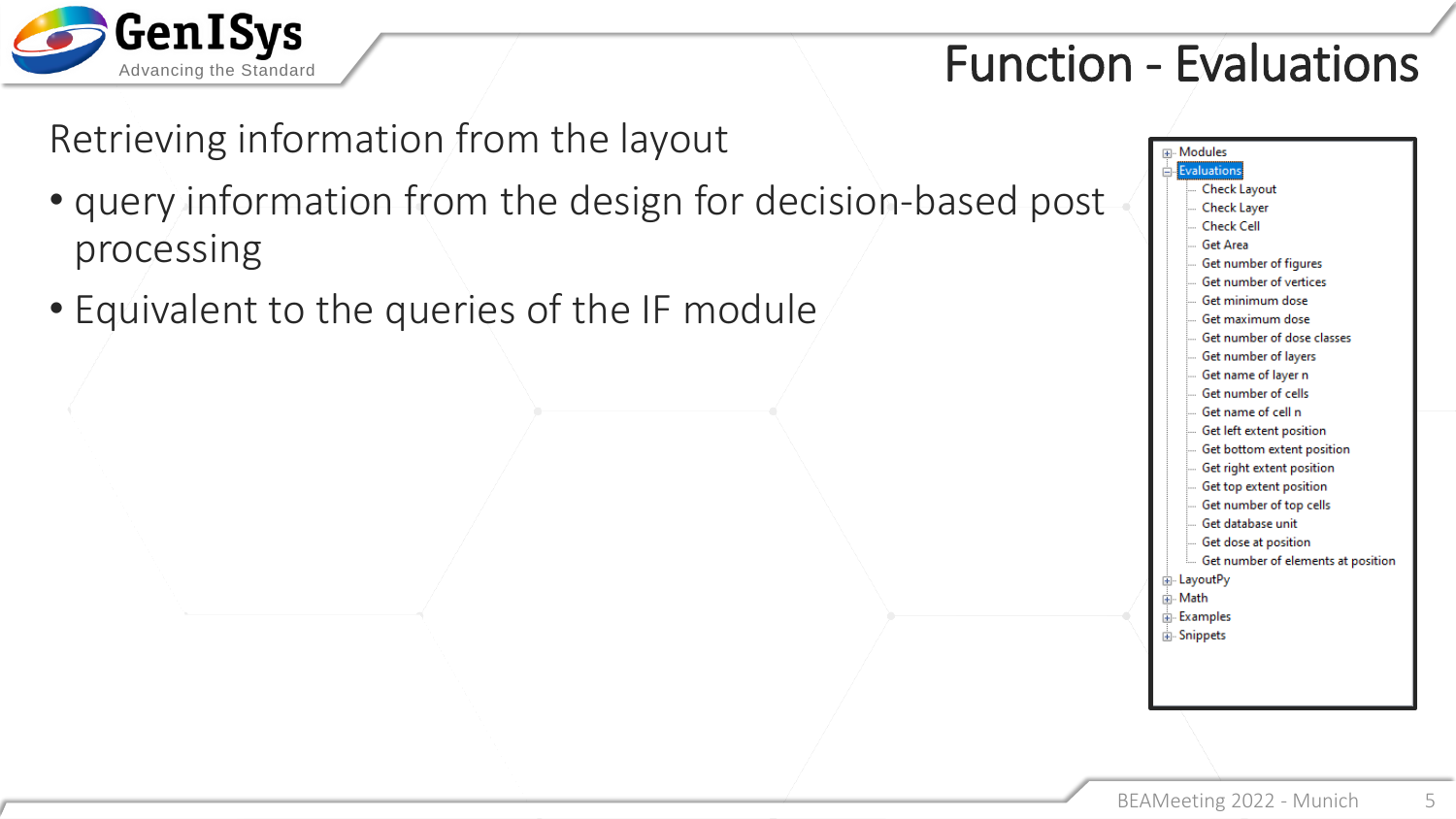# Function - Evaluations

Retrieving information from the layout

- query information from the design for decision-based post processing
- Equivalent to the queries of the IF module

- Modules
- Evaluations
  - Check Layout
  - Check Layer
  - Check Cell
  - Get Area
  - Get number of figures
  - Get number of vertices
  - Get minimum dose
  - Get maximum dose
  - Get number of dose classes
  - Get number of layers
  - Get name of layer n
  - Get number of cells
  - Get name of cell n
  - Get left extent position
  - Get bottom extent position
  - Get right extent position
  - Get top extent position
  - Get number of top cells
  - Get database unit
  - Get dose at position
  - Get number of elements at position
- LayoutPy
- Math
- Examples
- Snippets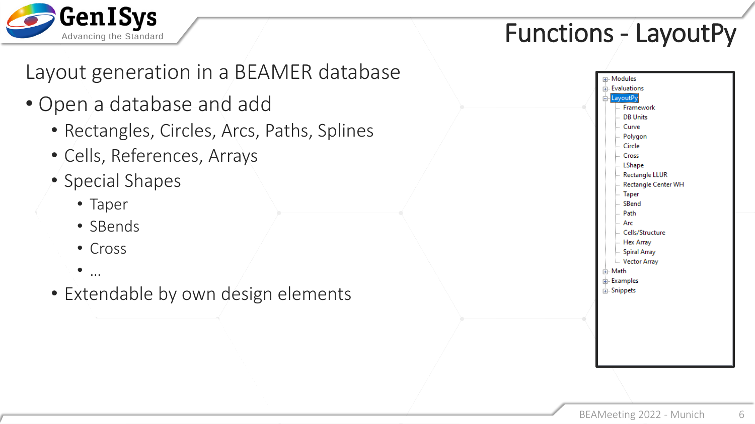# Functions - LayoutPy

Layout generation in a BEAMER database

- Open a database and add
  - Rectangles, Circles, Arcs, Paths, Splines
  - Cells, References, Arrays
  - Special Shapes
    - Taper
    - SBends
    - Cross
    - …
  - Extendable by own design elements

- Modules
- Evaluations
- LayoutPy
  - Framework
  - DB Units
  - Curve
  - Polygon
  - Circle
  - Cross
  - LShape
  - Rectangle LLUR
  - Rectangle Center WH
  - Taper
  - SBend
  - Path
  - Arc
  - Cells/Structure
  - Hex Array
  - Spiral Array
  - Vector Array
- Math
- Examples
- Snippets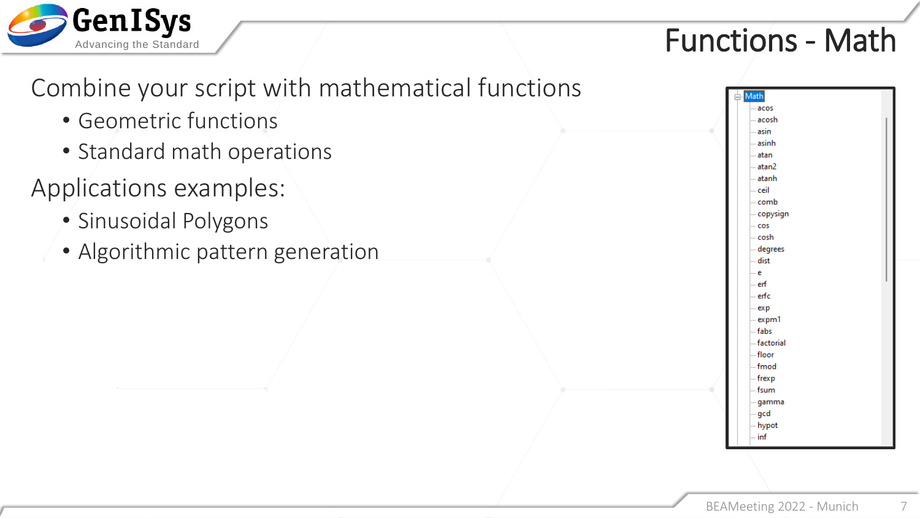# Functions - Math

Combine your script with mathematical functions

- Geometric functions
- Standard math operations

Applications examples:

- Sinusoidal Polygons
- Algorithmic pattern generation

- Math
  - acos
  - acosh
  - asin
  - asinh
  - atan
  - atan2
  - atanh
  - ceil
  - comb
  - copysign
  - cos
  - cosh
  - degrees
  - dist
  - e
  - erf
  - erfc
  - exp
  - expm1
  - fabs
  - factorial
  - floor
  - fmod
  - frexp
  - fsum
  - gamma
  - gcd
  - hypot
  - inf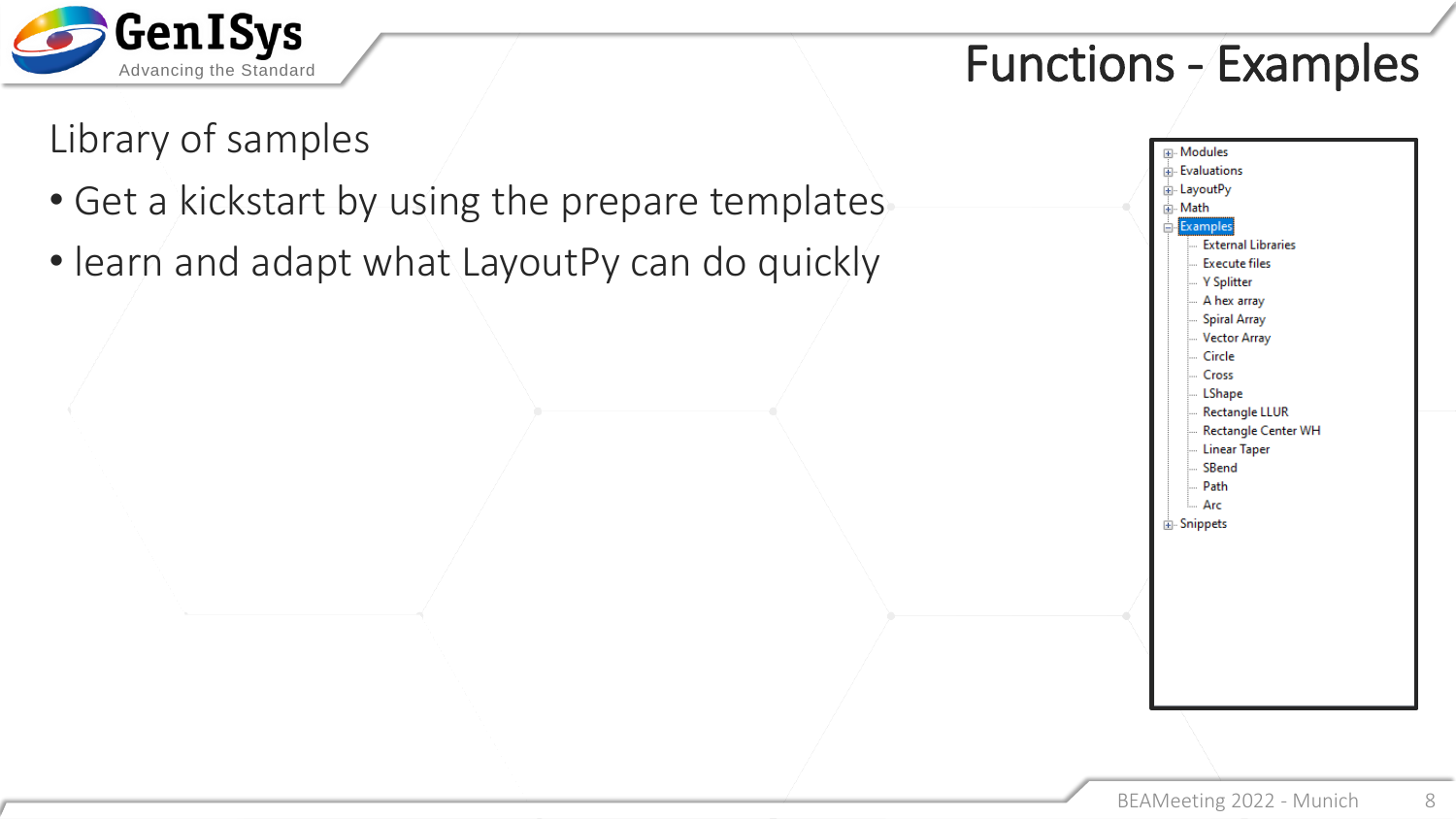# Functions - Examples

Library of samples

- Get a kickstart by using the prepare templates
- learn and adapt what LayoutPy can do quickly

- Modules
- Evaluations
- LayoutPy
- Math
- Examples
  - External Libraries
  - Execute files
  - Y Splitter
  - A hex array
  - Spiral Array
  - Vector Array
  - Circle
  - Cross
  - LShape
  - Rectangle LLUR
  - Rectangle Center WH
  - Linear Taper
  - SBend
  - Path
  - Arc
- Snippets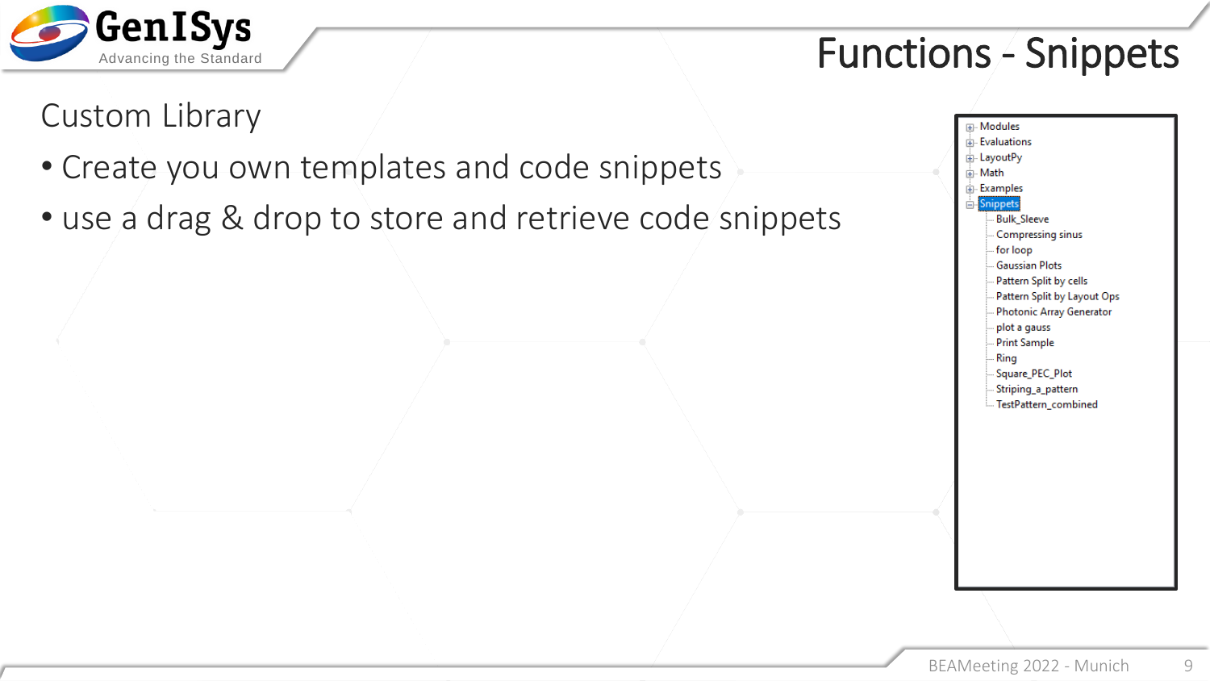# Functions - Snippets

## Custom Library

- Create you own templates and code snippets
- use a drag & drop to store and retrieve code snippets

- Modules
- Evaluations
- LayoutPy
- Math
- Examples
- Snippets
  - Bulk_Sleeve
  - Compressing sinus
  - for loop
  - Gaussian Plots
  - Pattern Split by cells
  - Pattern Split by Layout Ops
  - Photonic Array Generator
  - plot a gauss
  - Print Sample
  - Ring
  - Square_PEC_Plot
  - Striping_a_pattern
  - TestPattern_combined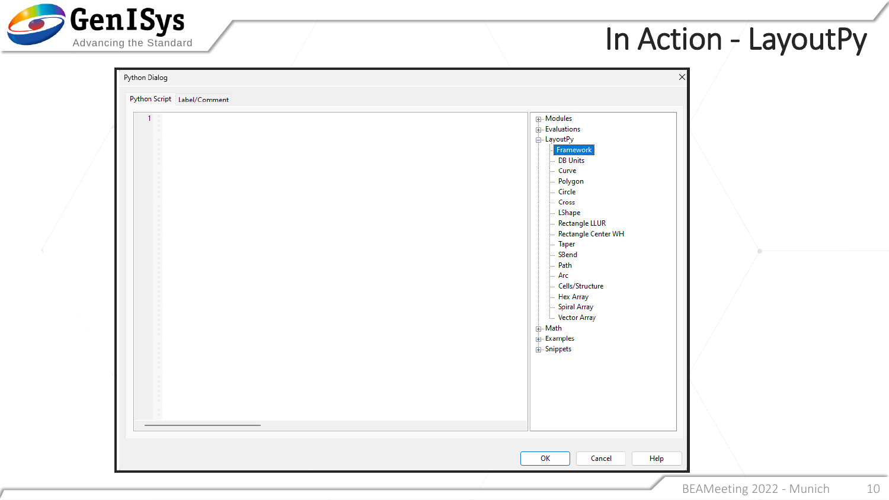# In Action - LayoutPy

Python Dialog

Python Script | Label/Comment

1

- Modules
- Evaluations
- LayoutPy
  - Framework
  - DB Units
  - Curve
  - Polygon
  - Circle
  - Cross
  - LShape
  - Rectangle LLUR
  - Rectangle Center WH
  - Taper
  - SBend
  - Path
  - Arc
  - Cells/Structure
  - Hex Array
  - Spiral Array
  - Vector Array
- Math
- Examples
- Snippets

OK | Cancel | Help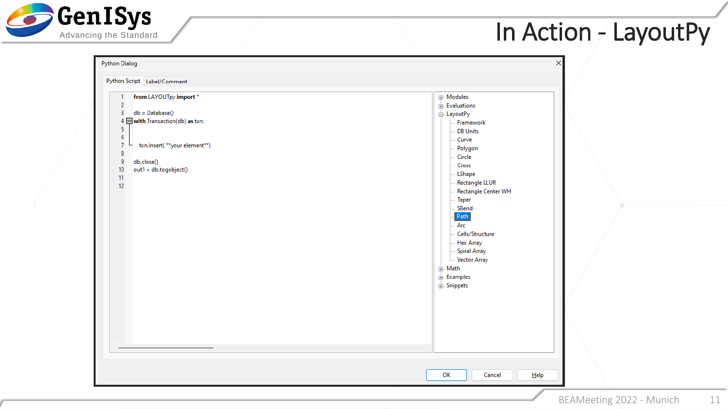# In Action - LayoutPy

Python Dialog

Python Script | Label/Comment

```
1   from LAYOUTpy import *
2
3   db = Database()
4   with Transaction(db) as txn:
5
6
7       txn.insert( **your element**)
8
9   db.close()
10  out1 = db.togobject()
11
12
```

- Modules
- Evaluations
- LayoutPy
  - Framework
  - DB Units
  - Curve
  - Polygon
  - Circle
  - Cross
  - LShape
  - Rectangle LLUR
  - Rectangle Center WH
  - Taper
  - SBend
  - Path
  - Arc
  - Cells/Structure
  - Hex Array
  - Spiral Array
  - Vector Array
- Math
- Examples
- Snippets

OK | Cancel | Help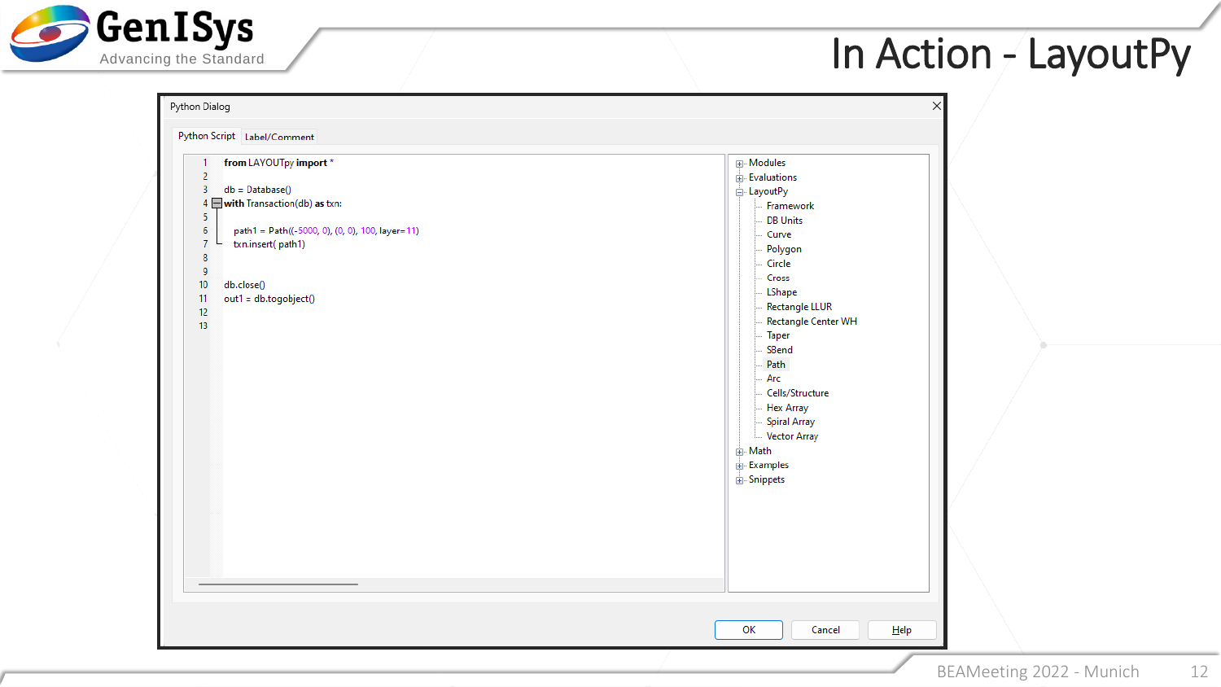# In Action - LayoutPy

Python Dialog

Python Script | Label/Comment

```
1  from LAYOUTpy import *
2
3  db = Database()
4  with Transaction(db) as txn:
5
6      path1 = Path((-5000, 0), (0, 0), 100, layer=11)
7      txn.insert( path1)
8
9
10 db.close()
11 out1 = db.togobject()
12
13
```

- Modules
- Evaluations
- LayoutPy
  - Framework
  - DB Units
  - Curve
  - Polygon
  - Circle
  - Cross
  - LShape
  - Rectangle LLUR
  - Rectangle Center WH
  - Taper
  - SBend
  - Path
  - Arc
  - Cells/Structure
  - Hex Array
  - Spiral Array
  - Vector Array
- Math
- Examples
- Snippets

OK | Cancel | Help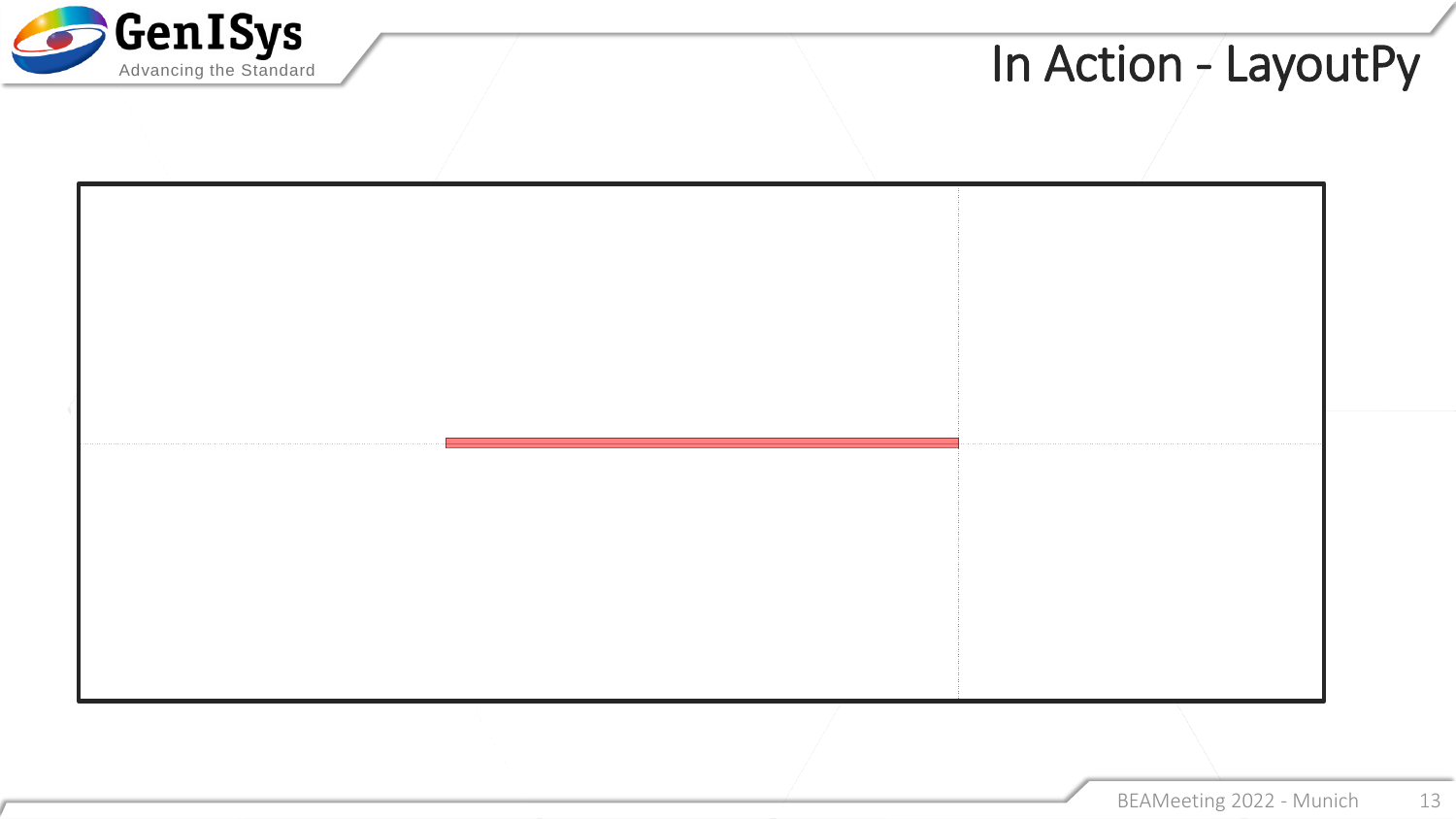# In Action - LayoutPy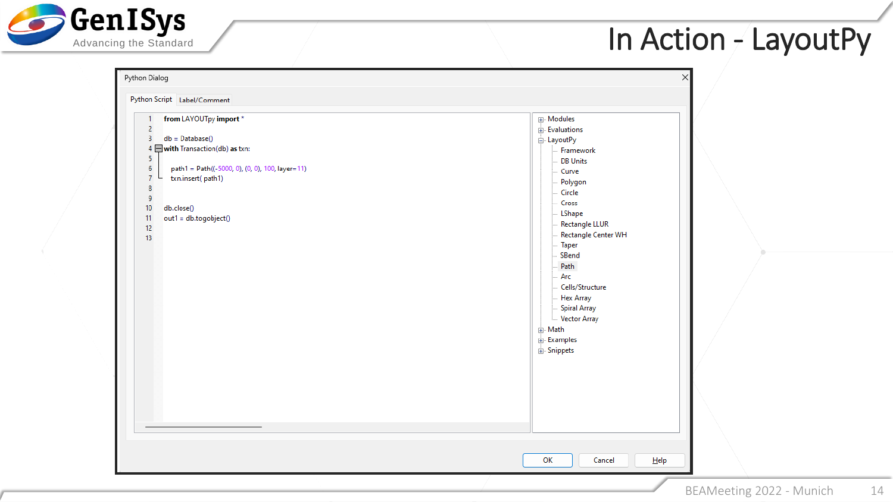# In Action - LayoutPy

Python Dialog

Python Script | Label/Comment

```
1   from LAYOUTpy import *
2
3   db = Database()
4   with Transaction(db) as txn:
5
6       path1 = Path((-5000, 0), (0, 0), 100, layer=11)
7       txn.insert( path1)
8
9
10  db.close()
11  out1 = db.togobject()
12
13
```

- Modules
- Evaluations
- LayoutPy
  - Framework
  - DB Units
  - Curve
  - Polygon
  - Circle
  - Cross
  - LShape
  - Rectangle LLUR
  - Rectangle Center WH
  - Taper
  - SBend
  - Path
  - Arc
  - Cells/Structure
  - Hex Array
  - Spiral Array
  - Vector Array
- Math
- Examples
- Snippets

OK | Cancel | Help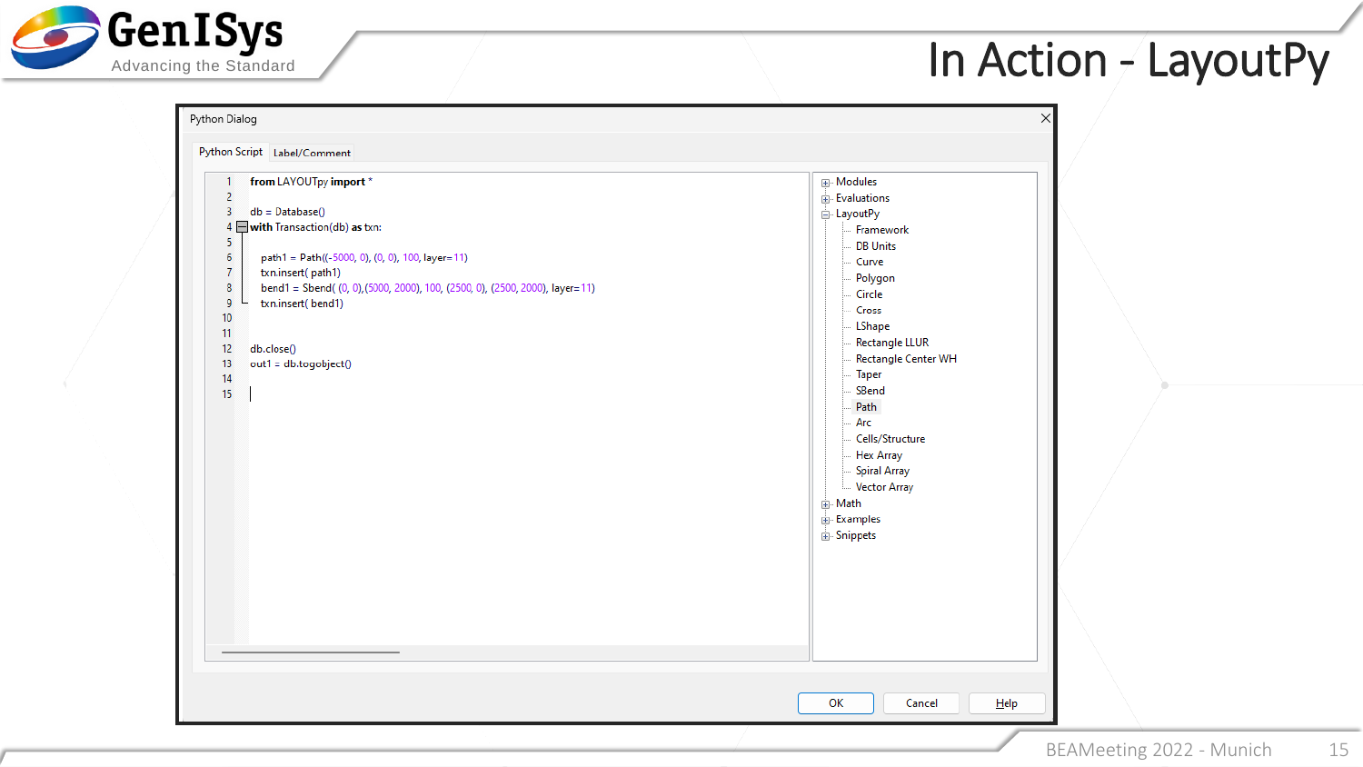# In Action - LayoutPy

Python Dialog

Python Script | Label/Comment

```
from LAYOUTpy import *

db = Database()
with Transaction(db) as txn:

    path1 = Path((-5000, 0), (0, 0), 100, layer=11)
    txn.insert( path1)
    bend1 = Sbend( (0, 0),(5000, 2000), 100, (2500, 0), (2500, 2000), layer=11)
    txn.insert( bend1)


db.close()
out1 = db.togobject()

```

- Modules
- Evaluations
- LayoutPy
  - Framework
  - DB Units
  - Curve
  - Polygon
  - Circle
  - Cross
  - LShape
  - Rectangle LLUR
  - Rectangle Center WH
  - Taper
  - SBend
  - Path
  - Arc
  - Cells/Structure
  - Hex Array
  - Spiral Array
  - Vector Array
- Math
- Examples
- Snippets

OK | Cancel | Help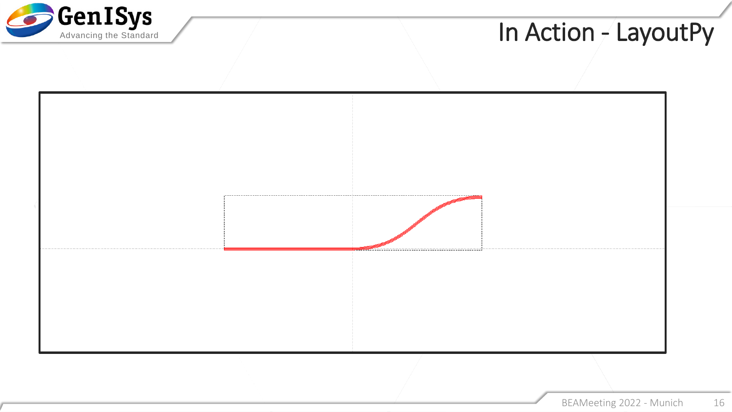# In Action - LayoutPy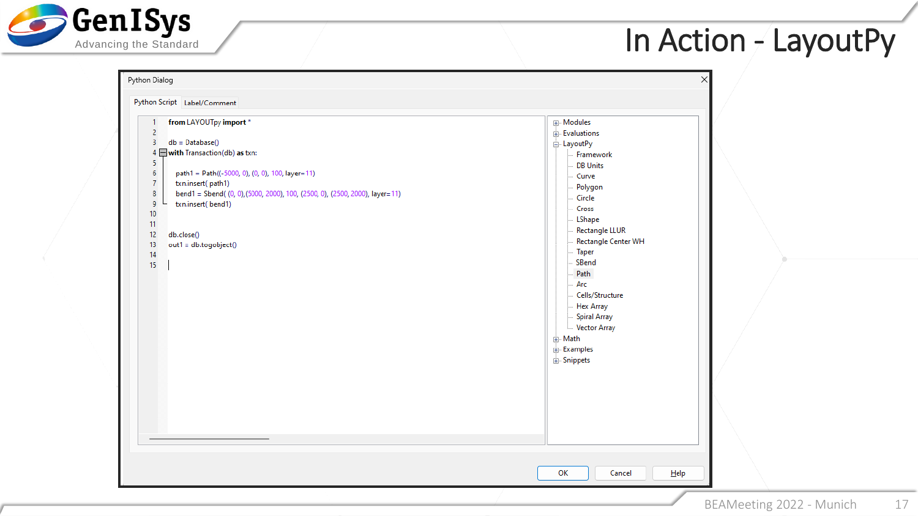# In Action - LayoutPy

Python Dialog

Python Script | Label/Comment

```python
from LAYOUTpy import *

db = Database()
with Transaction(db) as txn:

    path1 = Path((-5000, 0), (0, 0), 100, layer=11)
    txn.insert( path1)
    bend1 = Sbend( (0, 0),(5000, 2000), 100, (2500, 0), (2500, 2000), layer=11)
    txn.insert( bend1)


db.close()
out1 = db.togobject()

```

- Modules
- Evaluations
- LayoutPy
  - Framework
  - DB Units
  - Curve
  - Polygon
  - Circle
  - Cross
  - LShape
  - Rectangle LLUR
  - Rectangle Center WH
  - Taper
  - SBend
  - Path
  - Arc
  - Cells/Structure
  - Hex Array
  - Spiral Array
  - Vector Array
- Math
- Examples
- Snippets

OK | Cancel | Help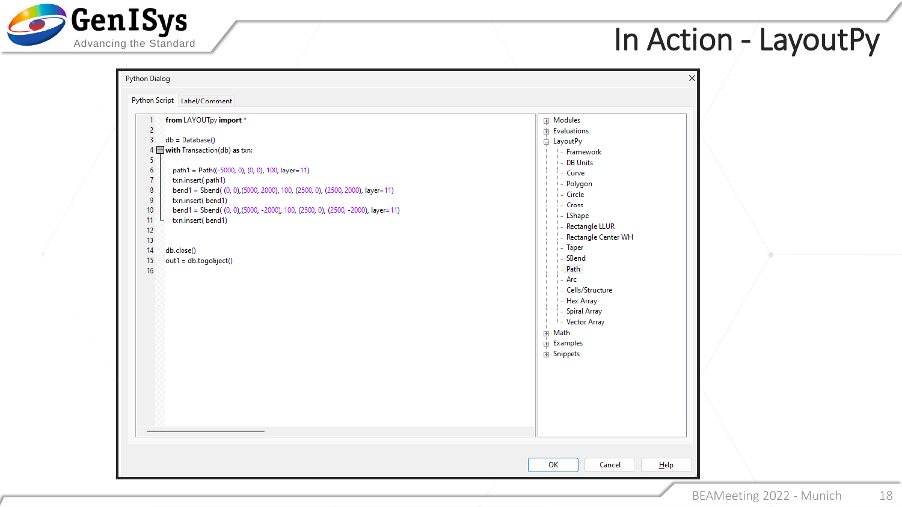# In Action - LayoutPy

Python Dialog

Python Script | Label/Comment

```
from LAYOUTpy import *

db = Database()
with Transaction(db) as txn:

    path1 = Path((-5000, 0), (0, 0), 100, layer=11)
    txn.insert( path1)
    bend1 = Sbend( (0, 0),(5000, 2000), 100, (2500, 0), (2500, 2000), layer=11)
    txn.insert( bend1)
    bend1 = Sbend( (0, 0),(5000, -2000), 100, (2500, 0), (2500, -2000), layer=11)
    txn.insert( bend1)


db.close()
out1 = db.togobject()
```

- Modules
- Evaluations
- LayoutPy
  - Framework
  - DB Units
  - Curve
  - Polygon
  - Circle
  - Cross
  - LShape
  - Rectangle LLUR
  - Rectangle Center WH
  - Taper
  - SBend
  - Path
  - Arc
  - Cells/Structure
  - Hex Array
  - Spiral Array
  - Vector Array
- Math
- Examples
- Snippets

OK | Cancel | Help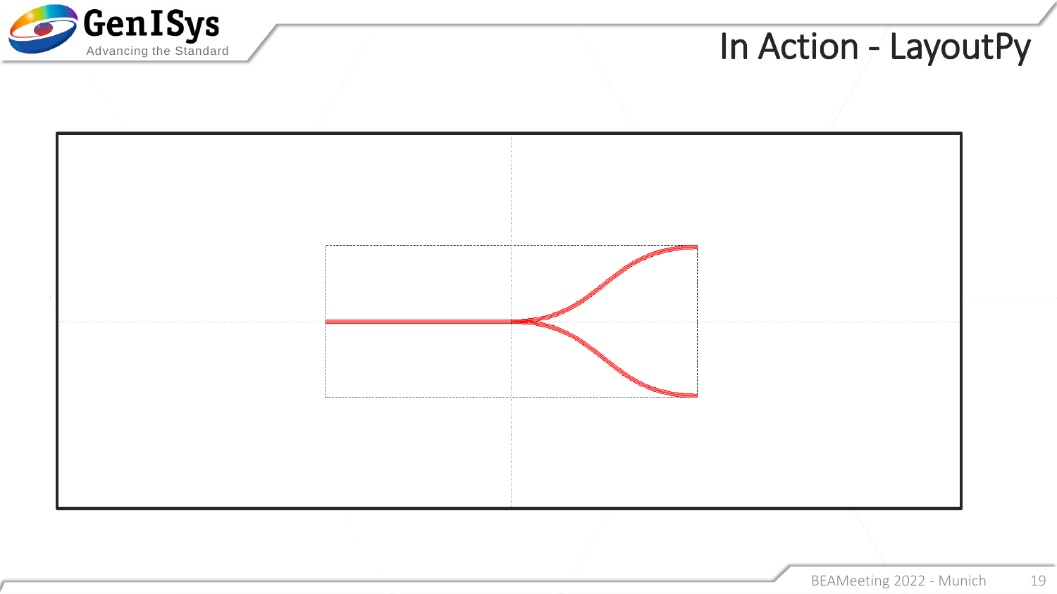# In Action - LayoutPy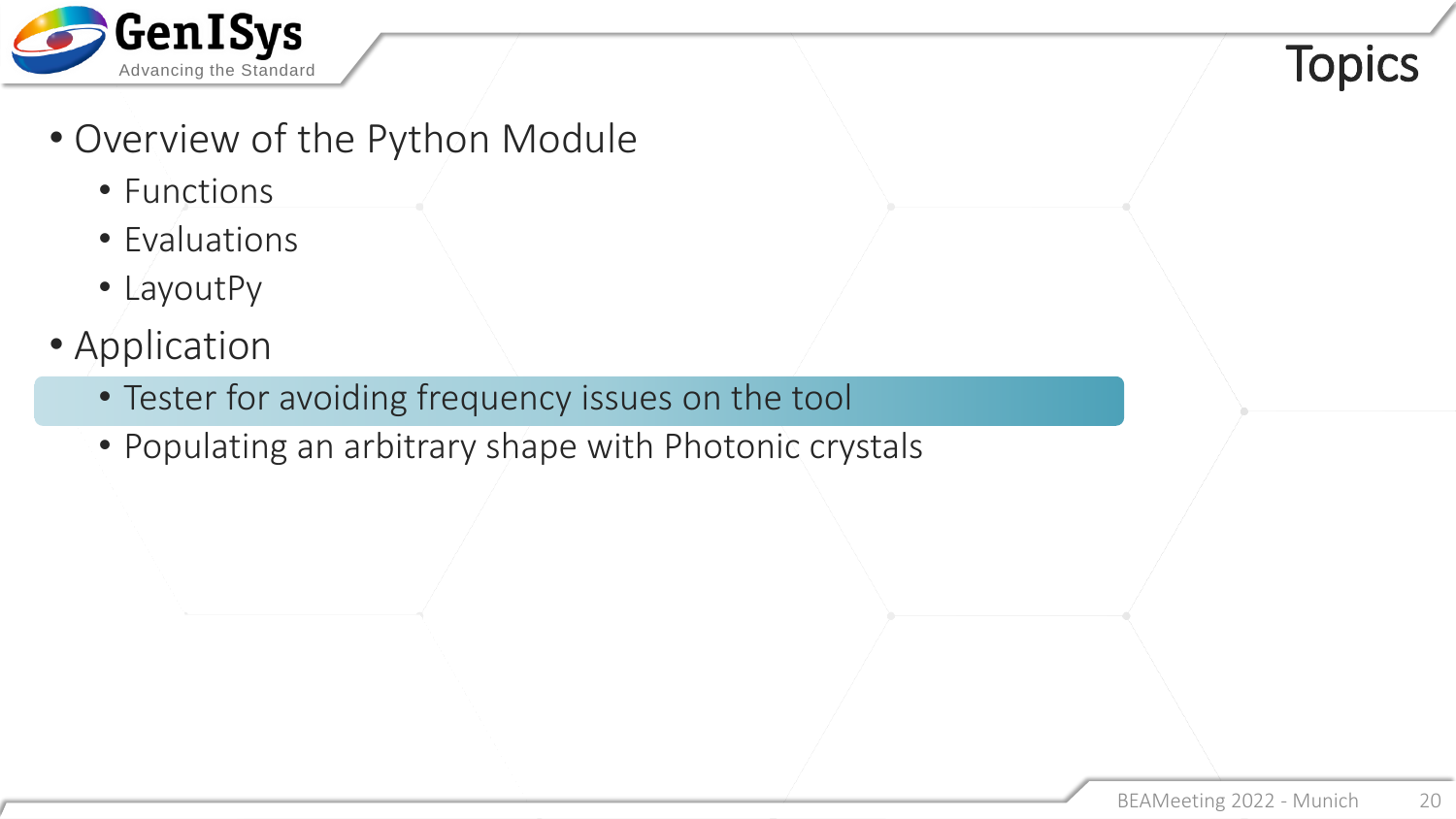# Topics

- Overview of the Python Module
  - Functions
  - Evaluations
  - LayoutPy
- Application
  - Tester for avoiding frequency issues on the tool
  - Populating an arbitrary shape with Photonic crystals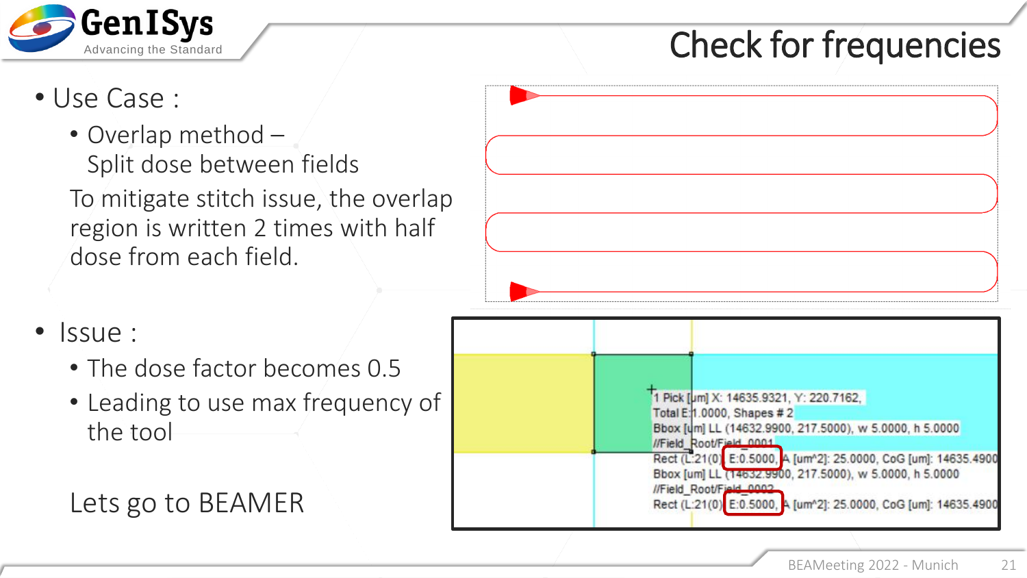# Check for frequencies

- Use Case :
  - Overlap method – Split dose between fields

  To mitigate stitch issue, the overlap region is written 2 times with half dose from each field.

- Issue :
  - The dose factor becomes 0.5
  - Leading to use max frequency of the tool

  Lets go to BEAMER

1 Pick [um] X: 14635.9321, Y: 220.7162,
Total E:1.0000, Shapes # 2
Bbox [um] LL (14632.9900, 217.5000), w 5.0000, h 5.0000
//Field_Root/Field_0001
Rect (L:21(0) E:0.5000, A [um^2]: 25.0000, CoG [um]: 14635.4900
Bbox [um] LL (14632.9900, 217.5000), w 5.0000, h 5.0000
//Field_Root/Field_0002
Rect (L:21(0) E:0.5000, A [um^2]: 25.0000, CoG [um]: 14635.4900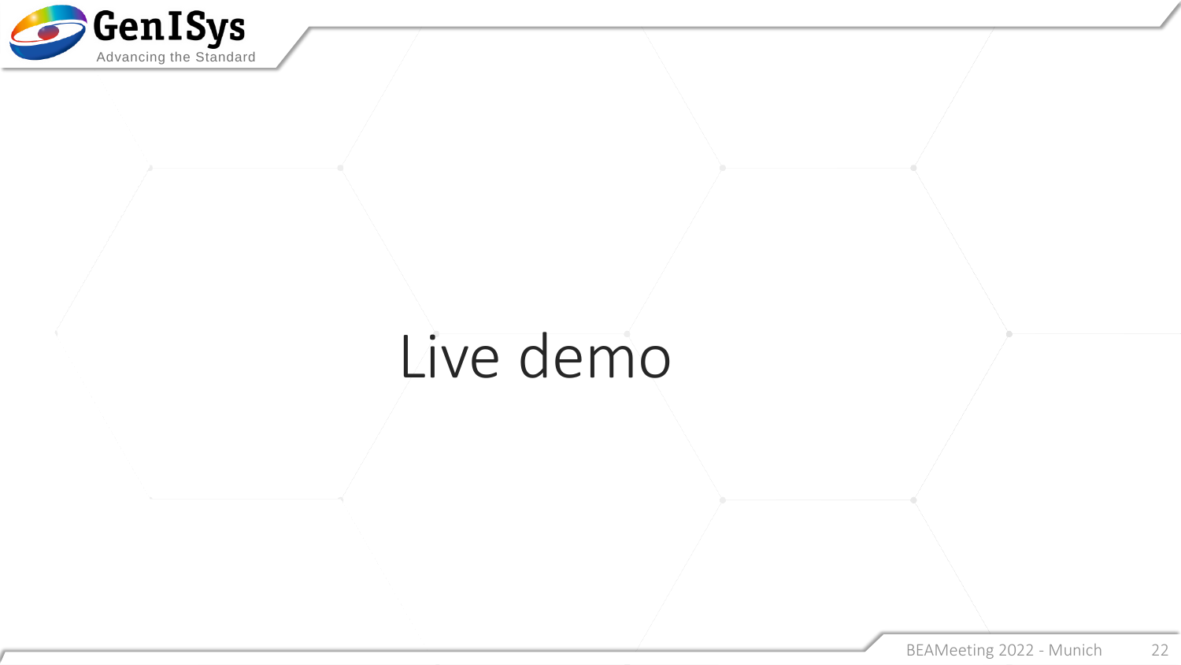# Live demo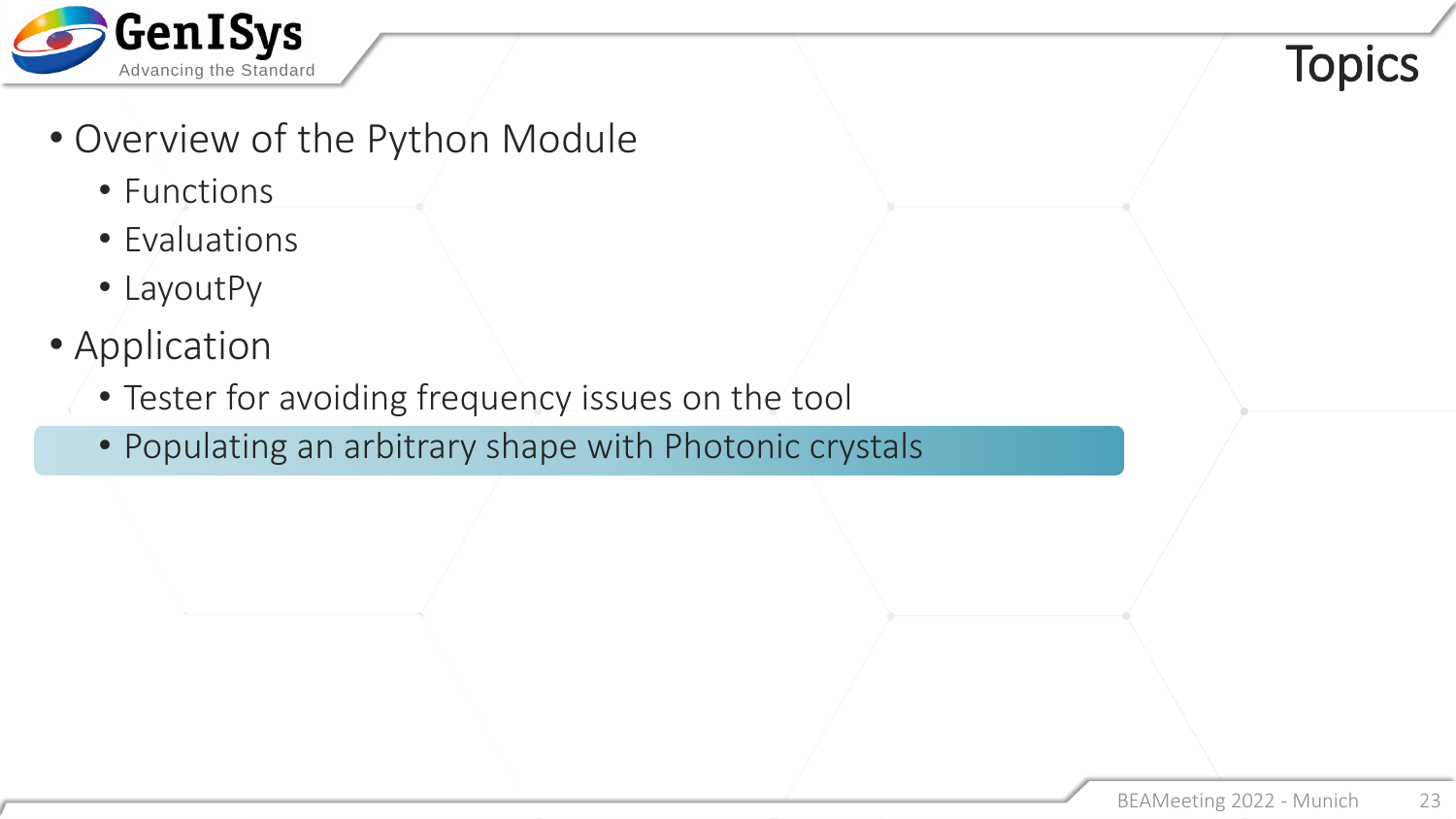# Topics

- Overview of the Python Module
  - Functions
  - Evaluations
  - LayoutPy
- Application
  - Tester for avoiding frequency issues on the tool
  - Populating an arbitrary shape with Photonic crystals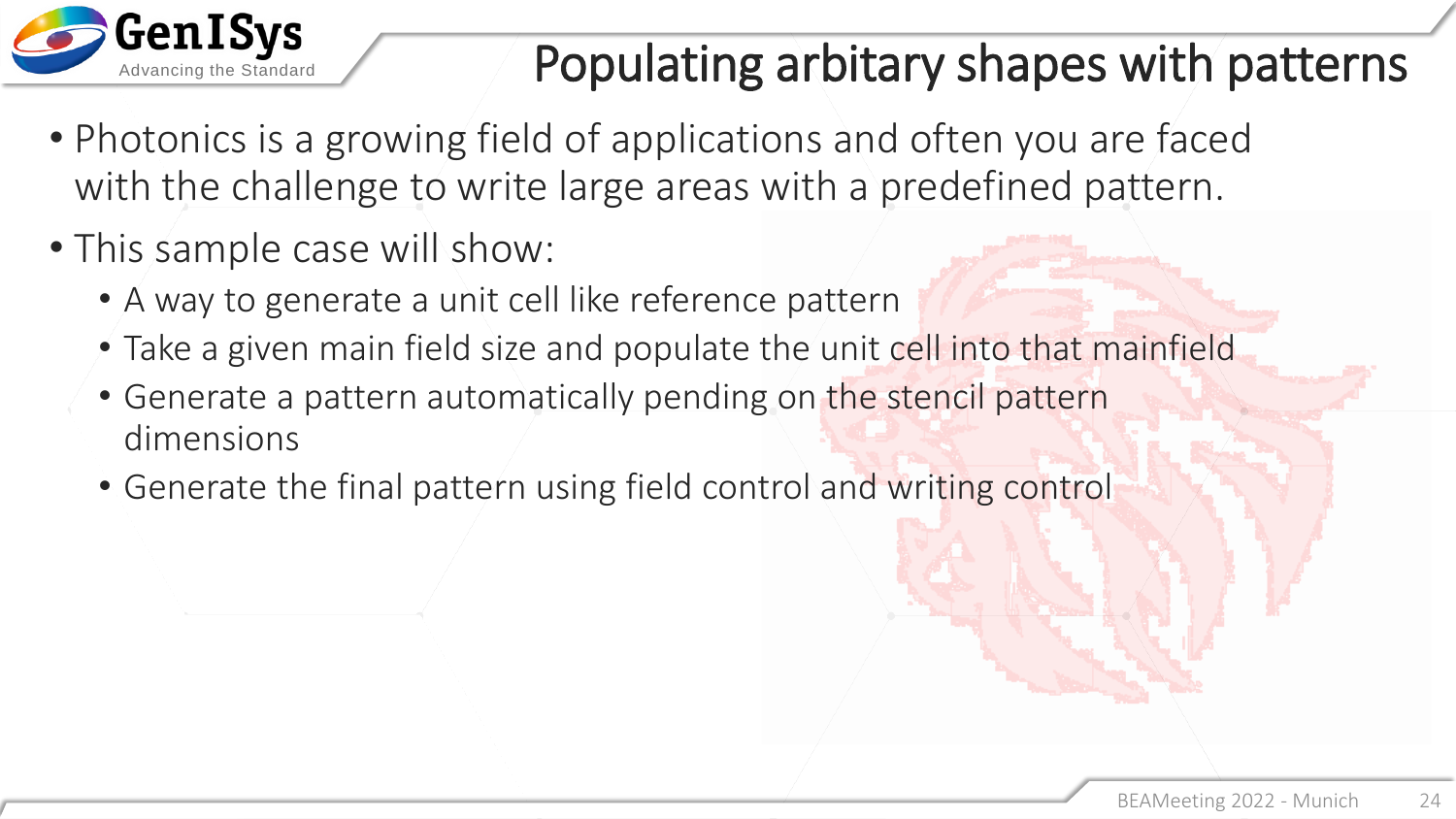# Populating arbitary shapes with patterns

- Photonics is a growing field of applications and often you are faced with the challenge to write large areas with a predefined pattern.
- This sample case will show:
  - A way to generate a unit cell like reference pattern
  - Take a given main field size and populate the unit cell into that mainfield
  - Generate a pattern automatically pending on the stencil pattern dimensions
  - Generate the final pattern using field control and writing control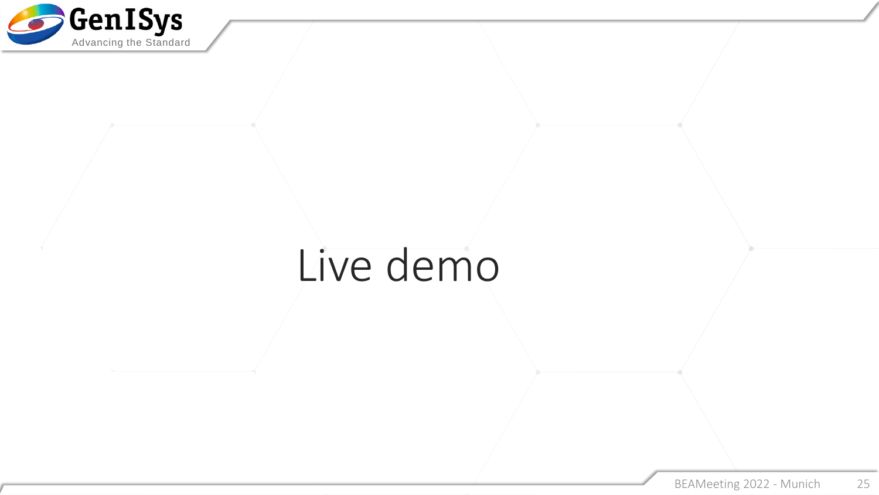# Live demo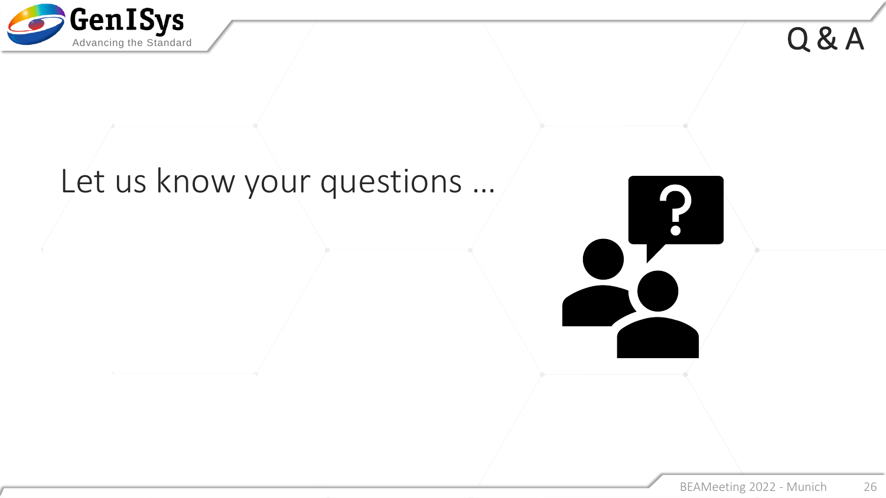# Q & A

Let us know your questions …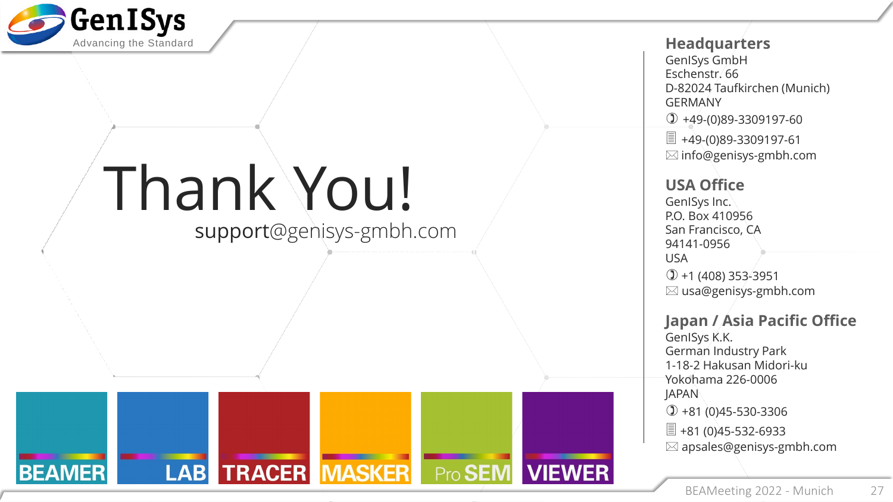GenISys

Advancing the Standard

# Thank You!

support@genisys-gmbh.com

## Headquarters

GenISys GmbH
Eschenstr. 66
D-82024 Taufkirchen (Munich)
GERMANY

+49-(0)89-3309197-60

+49-(0)89-3309197-61

info@genisys-gmbh.com

## USA Office

GenISys Inc.
P.O. Box 410956
San Francisco, CA
94141-0956
USA

+1 (408) 353-3951

usa@genisys-gmbh.com

## Japan / Asia Pacific Office

GenISys K.K.
German Industry Park
1-18-2 Hakusan Midori-ku
Yokohama 226-0006
JAPAN

+81 (0)45-530-3306

+81 (0)45-532-6933

apsales@genisys-gmbh.com

BEAMER LAB TRACER MASKER ProSEM VIEWER